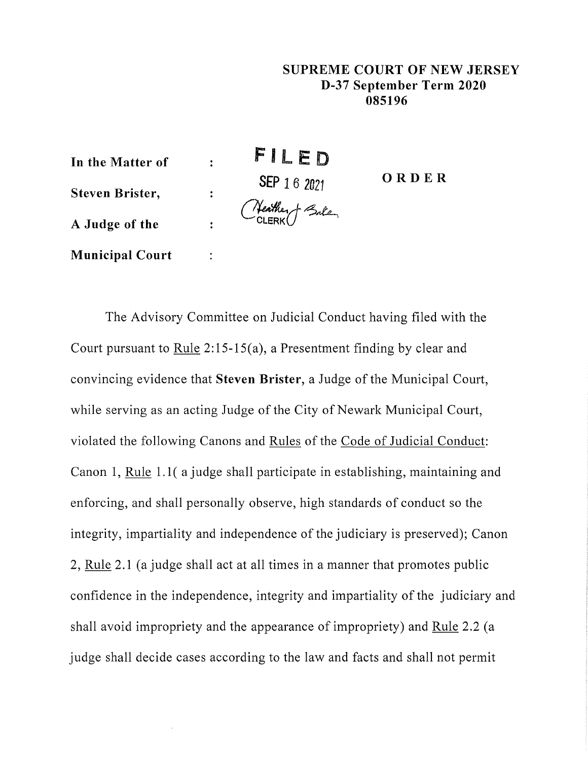**SUPREME COURT OF NEW JERSEY**
**D-37 September Term 2020**
**085196**

| | | | |
|---|---|---|---|
| **In the Matter of** | : | **FILED** | **O R D E R** |
| **Steven Brister,** | : | SEP 16 2021 | |
| **A Judge of the** | : | Heather J. Baker CLERK | |
| **Municipal Court** | : | | |

The Advisory Committee on Judicial Conduct having filed with the Court pursuant to Rule 2:15-15(a), a Presentment finding by clear and convincing evidence that **Steven Brister**, a Judge of the Municipal Court, while serving as an acting Judge of the City of Newark Municipal Court, violated the following Canons and Rules of the Code of Judicial Conduct: Canon 1, Rule 1.1( a judge shall participate in establishing, maintaining and enforcing, and shall personally observe, high standards of conduct so the integrity, impartiality and independence of the judiciary is preserved); Canon 2, Rule 2.1 (a judge shall act at all times in a manner that promotes public confidence in the independence, integrity and impartiality of the judiciary and shall avoid impropriety and the appearance of impropriety) and Rule 2.2 (a judge shall decide cases according to the law and facts and shall not permit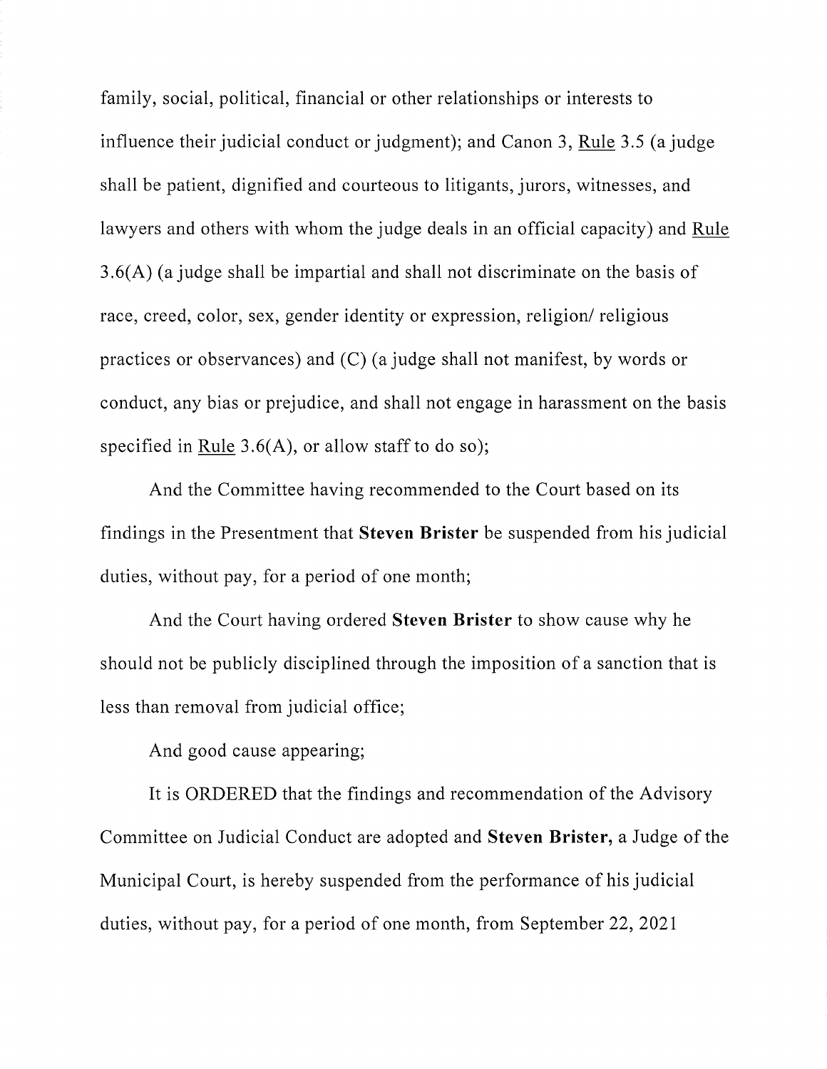family, social, political, financial or other relationships or interests to influence their judicial conduct or judgment); and Canon 3, Rule 3.5 (a judge shall be patient, dignified and courteous to litigants, jurors, witnesses, and lawyers and others with whom the judge deals in an official capacity) and Rule 3.6(A) (a judge shall be impartial and shall not discriminate on the basis of race, creed, color, sex, gender identity or expression, religion/ religious practices or observances) and (C) (a judge shall not manifest, by words or conduct, any bias or prejudice, and shall not engage in harassment on the basis specified in Rule 3.6(A), or allow staff to do so);

And the Committee having recommended to the Court based on its findings in the Presentment that **Steven Brister** be suspended from his judicial duties, without pay, for a period of one month;

And the Court having ordered **Steven Brister** to show cause why he should not be publicly disciplined through the imposition of a sanction that is less than removal from judicial office;

And good cause appearing;

It is ORDERED that the findings and recommendation of the Advisory Committee on Judicial Conduct are adopted and **Steven Brister,** a Judge of the Municipal Court, is hereby suspended from the performance of his judicial duties, without pay, for a period of one month, from September 22, 2021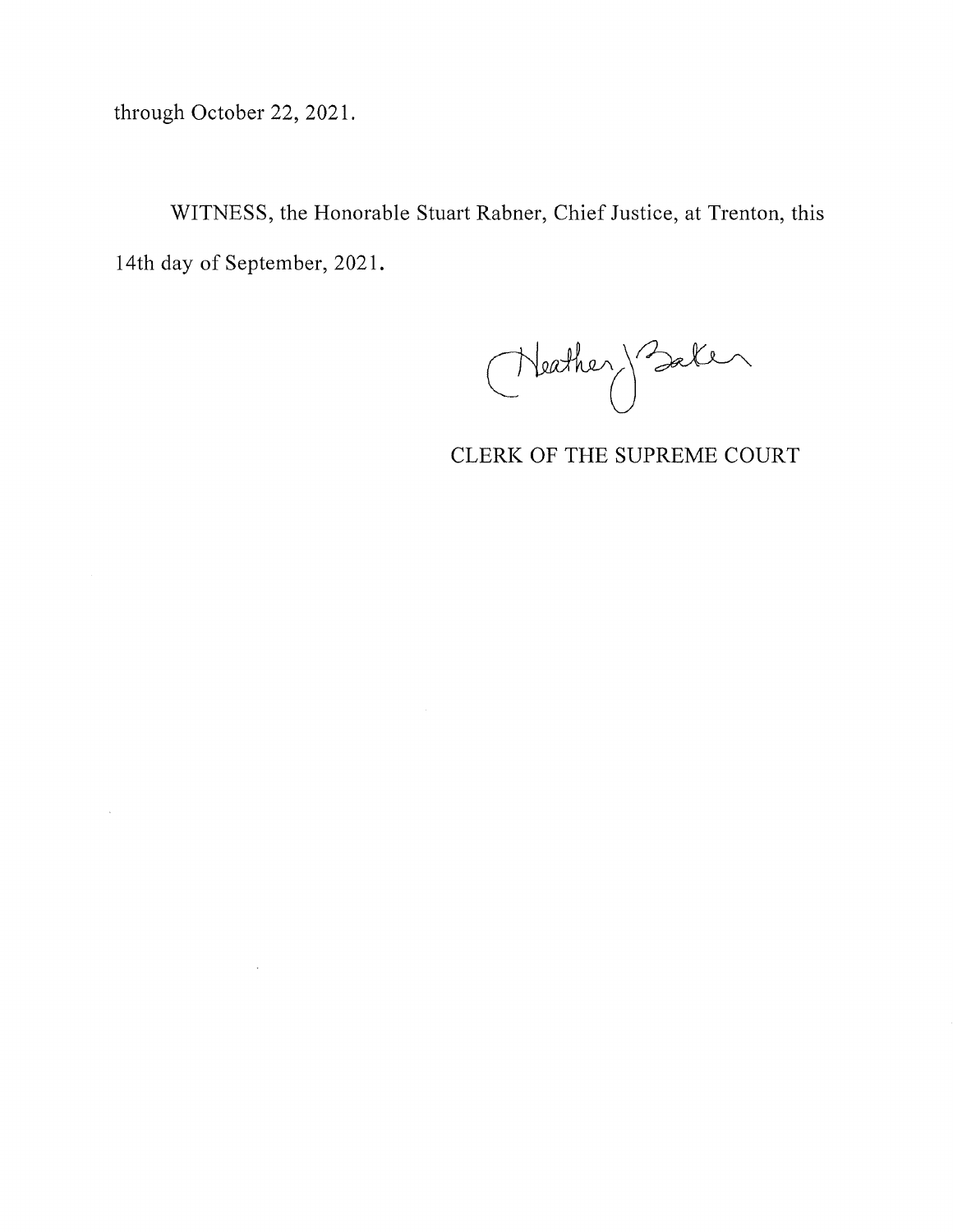through October 22, 2021.

WITNESS, the Honorable Stuart Rabner, Chief Justice, at Trenton, this 14th day of September, 2021.

Heather J Baker

CLERK OF THE SUPREME COURT